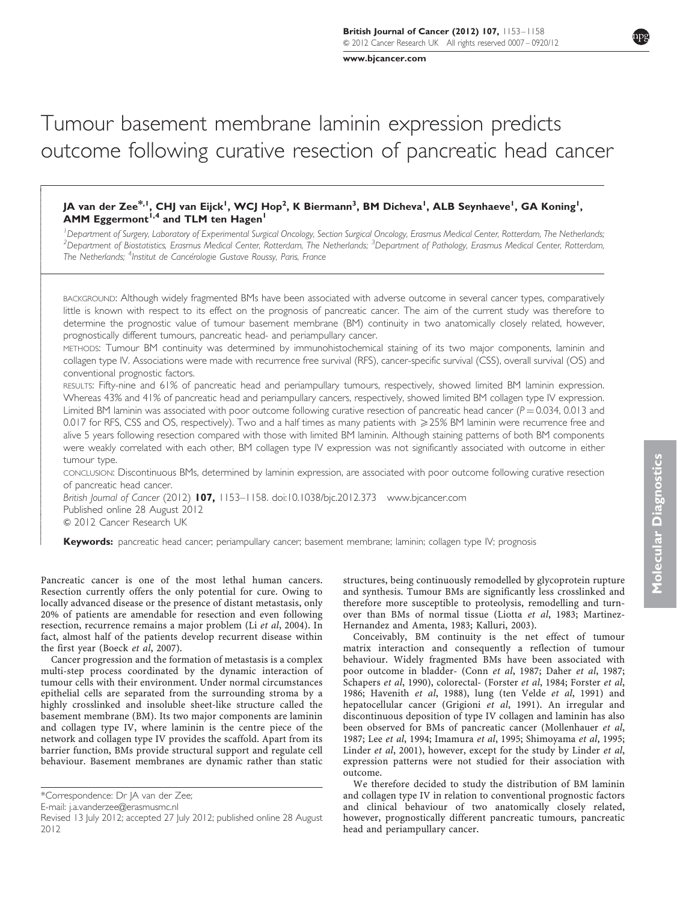# Tumour basement membrane laminin expression predicts outcome following curative resection of pancreatic head cancer

**JA van der Zee*[,1], CHJ van Eijck[1], WCJ Hop[2], K Biermann[3], BM Dicheva[1], ALB Seynhaeve[1], GA Koning[1], AMM Eggermont[1,4] and TLM ten Hagen[1]**

[1]Department of Surgery, Laboratory of Experimental Surgical Oncology, Section Surgical Oncology, Erasmus Medical Center, Rotterdam, The Netherlands; [2]Department of Biostatistics, Erasmus Medical Center, Rotterdam, The Netherlands; [3]Department of Pathology, Erasmus Medical Center, Rotterdam, The Netherlands; [4]Institut de Cancérologie Gustave Roussy, Paris, France

BACKGROUND: Although widely fragmented BMs have been associated with adverse outcome in several cancer types, comparatively little is known with respect to its effect on the prognosis of pancreatic cancer. The aim of the current study was therefore to determine the prognostic value of tumour basement membrane (BM) continuity in two anatomically closely related, however, prognostically different tumours, pancreatic head- and periampullary cancer.

METHODS: Tumour BM continuity was determined by immunohistochemical staining of its two major components, laminin and collagen type IV. Associations were made with recurrence free survival (RFS), cancer-specific survival (CSS), overall survival (OS) and conventional prognostic factors.

RESULTS: Fifty-nine and 61% of pancreatic head and periampullary tumours, respectively, showed limited BM laminin expression. Whereas 43% and 41% of pancreatic head and periampullary cancers, respectively, showed limited BM collagen type IV expression. Limited BM laminin was associated with poor outcome following curative resection of pancreatic head cancer ($P = 0.034$, 0.013 and 0.017 for RFS, CSS and OS, respectively). Two and a half times as many patients with $\geqslant$25% BM laminin were recurrence free and alive 5 years following resection compared with those with limited BM laminin. Although staining patterns of both BM components were weakly correlated with each other, BM collagen type IV expression was not significantly associated with outcome in either tumour type.

CONCLUSION: Discontinuous BMs, determined by laminin expression, are associated with poor outcome following curative resection of pancreatic head cancer.

*British Journal of Cancer* (2012) **107,** 1153–1158. doi:10.1038/bjc.2012.373 www.bjcancer.com
Published online 28 August 2012
© 2012 Cancer Research UK

**Keywords:** pancreatic head cancer; periampullary cancer; basement membrane; laminin; collagen type IV; prognosis

Pancreatic cancer is one of the most lethal human cancers. Resection currently offers the only potential for cure. Owing to locally advanced disease or the presence of distant metastasis, only 20% of patients are amendable for resection and even following resection, recurrence remains a major problem (Li *et al*, 2004). In fact, almost half of the patients develop recurrent disease within the first year (Boeck *et al*, 2007).

Cancer progression and the formation of metastasis is a complex multi-step process coordinated by the dynamic interaction of tumour cells with their environment. Under normal circumstances epithelial cells are separated from the surrounding stroma by a highly crosslinked and insoluble sheet-like structure called the basement membrane (BM). Its two major components are laminin and collagen type IV, where laminin is the centre piece of the network and collagen type IV provides the scaffold. Apart from its barrier function, BMs provide structural support and regulate cell behaviour. Basement membranes are dynamic rather than static structures, being continuously remodelled by glycoprotein rupture and synthesis. Tumour BMs are significantly less crosslinked and therefore more susceptible to proteolysis, remodelling and turnover than BMs of normal tissue (Liotta *et al*, 1983; Martinez-Hernandez and Amenta, 1983; Kalluri, 2003).

Conceivably, BM continuity is the net effect of tumour matrix interaction and consequently a reflection of tumour behaviour. Widely fragmented BMs have been associated with poor outcome in bladder- (Conn *et al*, 1987; Daher *et al*, 1987; Schapers *et al*, 1990), colorectal- (Forster *et al*, 1984; Forster *et al*, 1986; Havenith *et al*, 1988), lung (ten Velde *et al*, 1991) and hepatocellular cancer (Grigioni *et al*, 1991). An irregular and discontinuous deposition of type IV collagen and laminin has also been observed for BMs of pancreatic cancer (Mollenhauer *et al*, 1987; Lee *et al*, 1994; Imamura *et al*, 1995; Shimoyama *et al*, 1995; Linder *et al*, 2001), however, except for the study by Linder *et al*, expression patterns were not studied for their association with outcome.

We therefore decided to study the distribution of BM laminin and collagen type IV in relation to conventional prognostic factors and clinical behaviour of two anatomically closely related, however, prognostically different pancreatic tumours, pancreatic head and periampullary cancer.

*Correspondence: Dr JA van der Zee;
E-mail: j.a.vanderzee@erasmusmc.nl
Revised 13 July 2012; accepted 27 July 2012; published online 28 August 2012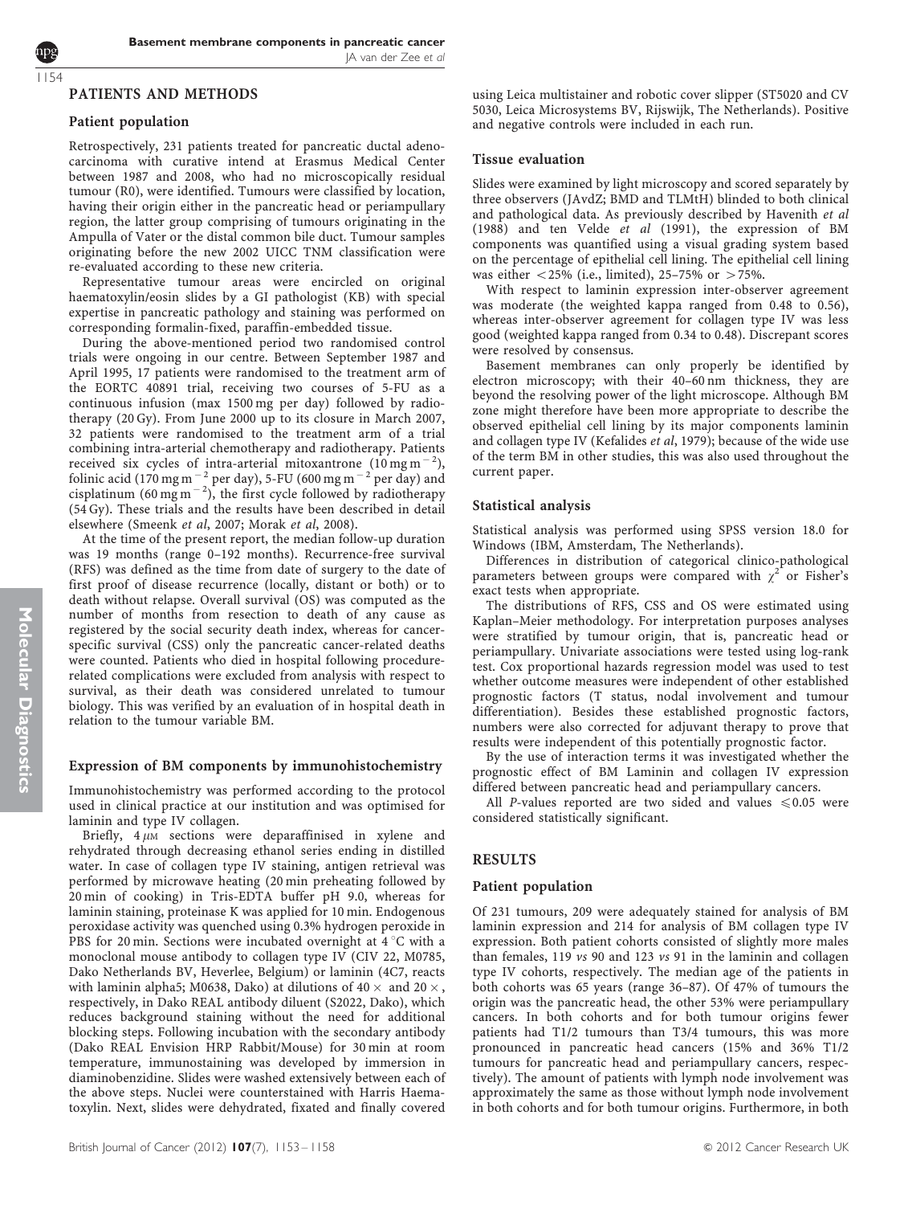## PATIENTS AND METHODS

### Patient population

Retrospectively, 231 patients treated for pancreatic ductal adenocarcinoma with curative intent at Erasmus Medical Center between 1987 and 2008, who had no microscopically residual tumour (R0), were identified. Tumours were classified by location, having their origin either in the pancreatic head or periampullary region, the latter group comprising of tumours originating in the Ampulla of Vater or the distal common bile duct. Tumour samples originating before the new 2002 UICC TNM classification were re-evaluated according to these new criteria.

Representative tumour areas were encircled on original haematoxylin/eosin slides by a GI pathologist (KB) with special expertise in pancreatic pathology and staining was performed on corresponding formalin-fixed, paraffin-embedded tissue.

During the above-mentioned period two randomised control trials were ongoing in our centre. Between September 1987 and April 1995, 17 patients were randomised to the treatment arm of the EORTC 40891 trial, receiving two courses of 5-FU as a continuous infusion (max 1500 mg per day) followed by radiotherapy (20 Gy). From June 2000 up to its closure in March 2007, 32 patients were randomised to the treatment arm of a trial combining intra-arterial chemotherapy and radiotherapy. Patients received six cycles of intra-arterial mitoxantrone (10 mg m$^{-2}$), folinic acid (170 mg m$^{-2}$ per day), 5-FU (600 mg m$^{-2}$ per day) and cisplatinum (60 mg m$^{-2}$), the first cycle followed by radiotherapy (54 Gy). These trials and the results have been described in detail elsewhere (Smeenk *et al*, 2007; Morak *et al*, 2008).

At the time of the present report, the median follow-up duration was 19 months (range 0–192 months). Recurrence-free survival (RFS) was defined as the time from date of surgery to the date of first proof of disease recurrence (locally, distant or both) or to death without relapse. Overall survival (OS) was computed as the number of months from resection to death of any cause as registered by the social security death index, whereas for cancer-specific survival (CSS) only the pancreatic cancer-related deaths were counted. Patients who died in hospital following procedure-related complications were excluded from analysis with respect to survival, as their death was considered unrelated to tumour biology. This was verified by an evaluation of in hospital death in relation to the tumour variable BM.

### Expression of BM components by immunohistochemistry

Immunohistochemistry was performed according to the protocol used in clinical practice at our institution and was optimised for laminin and type IV collagen.

Briefly, 4 $\mu$M sections were deparaffinised in xylene and rehydrated through decreasing ethanol series ending in distilled water. In case of collagen type IV staining, antigen retrieval was performed by microwave heating (20 min preheating followed by 20 min of cooking) in Tris-EDTA buffer pH 9.0, whereas for laminin staining, proteinase K was applied for 10 min. Endogenous peroxidase activity was quenched using 0.3% hydrogen peroxide in PBS for 20 min. Sections were incubated overnight at 4 °C with a monoclonal mouse antibody to collagen type IV (CIV 22, M0785, Dako Netherlands BV, Heverlee, Belgium) or laminin (4C7, reacts with laminin alpha5; M0638, Dako) at dilutions of 40 × and 20 ×, respectively, in Dako REAL antibody diluent (S2022, Dako), which reduces background staining without the need for additional blocking steps. Following incubation with the secondary antibody (Dako REAL Envision HRP Rabbit/Mouse) for 30 min at room temperature, immunostaining was developed by immersion in diaminobenzidine. Slides were washed extensively between each of the above steps. Nuclei were counterstained with Harris Haematoxylin. Next, slides were dehydrated, fixated and finally covered using Leica multistainer and robotic cover slipper (ST5020 and CV 5030, Leica Microsystems BV, Rijswijk, The Netherlands). Positive and negative controls were included in each run.

### Tissue evaluation

Slides were examined by light microscopy and scored separately by three observers (JAvdZ; BMD and TLMtH) blinded to both clinical and pathological data. As previously described by Havenith *et al* (1988) and ten Velde *et al* (1991), the expression of BM components was quantified using a visual grading system based on the percentage of epithelial cell lining. The epithelial cell lining was either <25% (i.e., limited), 25–75% or >75%.

With respect to laminin expression inter-observer agreement was moderate (the weighted kappa ranged from 0.48 to 0.56), whereas inter-observer agreement for collagen type IV was less good (weighted kappa ranged from 0.34 to 0.48). Discrepant scores were resolved by consensus.

Basement membranes can only properly be identified by electron microscopy; with their 40–60 nm thickness, they are beyond the resolving power of the light microscope. Although BM zone might therefore have been more appropriate to describe the observed epithelial cell lining by its major components laminin and collagen type IV (Kefalides *et al*, 1979); because of the wide use of the term BM in other studies, this was also used throughout the current paper.

### Statistical analysis

Statistical analysis was performed using SPSS version 18.0 for Windows (IBM, Amsterdam, The Netherlands).

Differences in distribution of categorical clinico-pathological parameters between groups were compared with $\chi^2$ or Fisher's exact tests when appropriate.

The distributions of RFS, CSS and OS were estimated using Kaplan–Meier methodology. For interpretation purposes analyses were stratified by tumour origin, that is, pancreatic head or periampullary. Univariate associations were tested using log-rank test. Cox proportional hazards regression model was used to test whether outcome measures were independent of other established prognostic factors (T status, nodal involvement and tumour differentiation). Besides these established prognostic factors, numbers were also corrected for adjuvant therapy to prove that results were independent of this potentially prognostic factor.

By the use of interaction terms it was investigated whether the prognostic effect of BM Laminin and collagen IV expression differed between pancreatic head and periampullary cancers.

All *P*-values reported are two sided and values $\leqslant 0.05$ were considered statistically significant.

## RESULTS

### Patient population

Of 231 tumours, 209 were adequately stained for analysis of BM laminin expression and 214 for analysis of BM collagen type IV expression. Both patient cohorts consisted of slightly more males than females, 119 *vs* 90 and 123 *vs* 91 in the laminin and collagen type IV cohorts, respectively. The median age of the patients in both cohorts was 65 years (range 36–87). Of 47% of tumours the origin was the pancreatic head, the other 53% were periampullary cancers. In both cohorts and for both tumour origins fewer patients had T1/2 tumours than T3/4 tumours, this was more pronounced in pancreatic head cancers (15% and 36% T1/2 tumours for pancreatic head and periampullary cancers, respectively). The amount of patients with lymph node involvement was approximately the same as those without lymph node involvement in both cohorts and for both tumour origins. Furthermore, in both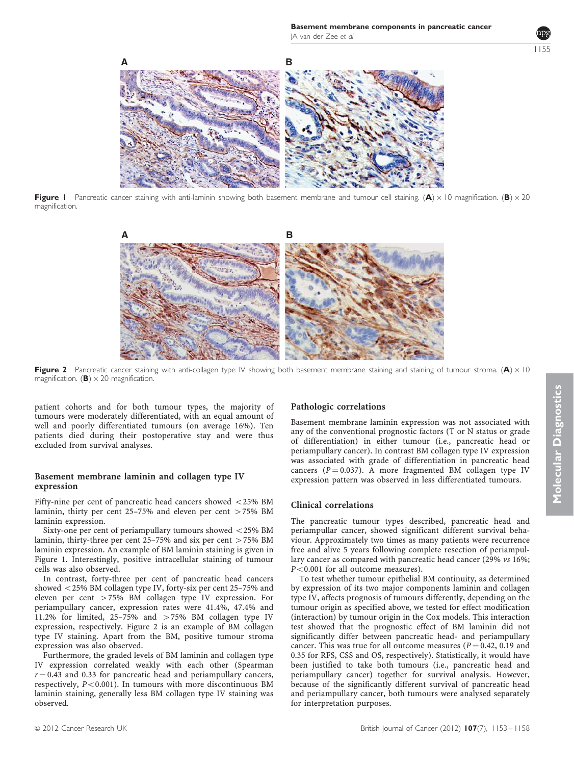Figure 1 Pancreatic cancer staining with anti-laminin showing both basement membrane and tumour cell staining. (**A**) × 10 magnification. (**B**) × 20 magnification.

Figure 2 Pancreatic cancer staining with anti-collagen type IV showing both basement membrane staining and staining of tumour stroma. (**A**) × 10 magnification. (**B**) × 20 magnification.

patient cohorts and for both tumour types, the majority of tumours were moderately differentiated, with an equal amount of well and poorly differentiated tumours (on average 16%). Ten patients died during their postoperative stay and were thus excluded from survival analyses.

### Basement membrane laminin and collagen type IV expression

Fifty-nine per cent of pancreatic head cancers showed <25% BM laminin, thirty per cent 25–75% and eleven per cent >75% BM laminin expression.

Sixty-one per cent of periampullary tumours showed <25% BM laminin, thirty-three per cent 25–75% and six per cent >75% BM laminin expression. An example of BM laminin staining is given in Figure 1. Interestingly, positive intracellular staining of tumour cells was also observed.

In contrast, forty-three per cent of pancreatic head cancers showed <25% BM collagen type IV, forty-six per cent 25–75% and eleven per cent >75% BM collagen type IV expression. For periampullary cancer, expression rates were 41.4%, 47.4% and 11.2% for limited, 25–75% and >75% BM collagen type IV expression, respectively. Figure 2 is an example of BM collagen type IV staining. Apart from the BM, positive tumour stroma expression was also observed.

Furthermore, the graded levels of BM laminin and collagen type IV expression correlated weakly with each other (Spearman $r = 0.43$ and 0.33 for pancreatic head and periampullary cancers, respectively, $P < 0.001$). In tumours with more discontinuous BM laminin staining, generally less BM collagen type IV staining was observed.

### Pathologic correlations

Basement membrane laminin expression was not associated with any of the conventional prognostic factors (T or N status or grade of differentiation) in either tumour (i.e., pancreatic head or periampullary cancer). In contrast BM collagen type IV expression was associated with grade of differentiation in pancreatic head cancers ($P = 0.037$). A more fragmented BM collagen type IV expression pattern was observed in less differentiated tumours.

### Clinical correlations

The pancreatic tumour types described, pancreatic head and periampullar cancer, showed significant different survival behaviour. Approximately two times as many patients were recurrence free and alive 5 years following complete resection of periampullary cancer as compared with pancreatic head cancer (29% *vs* 16%; $P < 0.001$ for all outcome measures).

To test whether tumour epithelial BM continuity, as determined by expression of its two major components laminin and collagen type IV, affects prognosis of tumours differently, depending on the tumour origin as specified above, we tested for effect modification (interaction) by tumour origin in the Cox models. This interaction test showed that the prognostic effect of BM laminin did not significantly differ between pancreatic head- and periampullary cancer. This was true for all outcome measures ($P = 0.42$, 0.19 and 0.35 for RFS, CSS and OS, respectively). Statistically, it would have been justified to take both tumours (i.e., pancreatic head and periampullary cancer) together for survival analysis. However, because of the significantly different survival of pancreatic head and periampullary cancer, both tumours were analysed separately for interpretation purposes.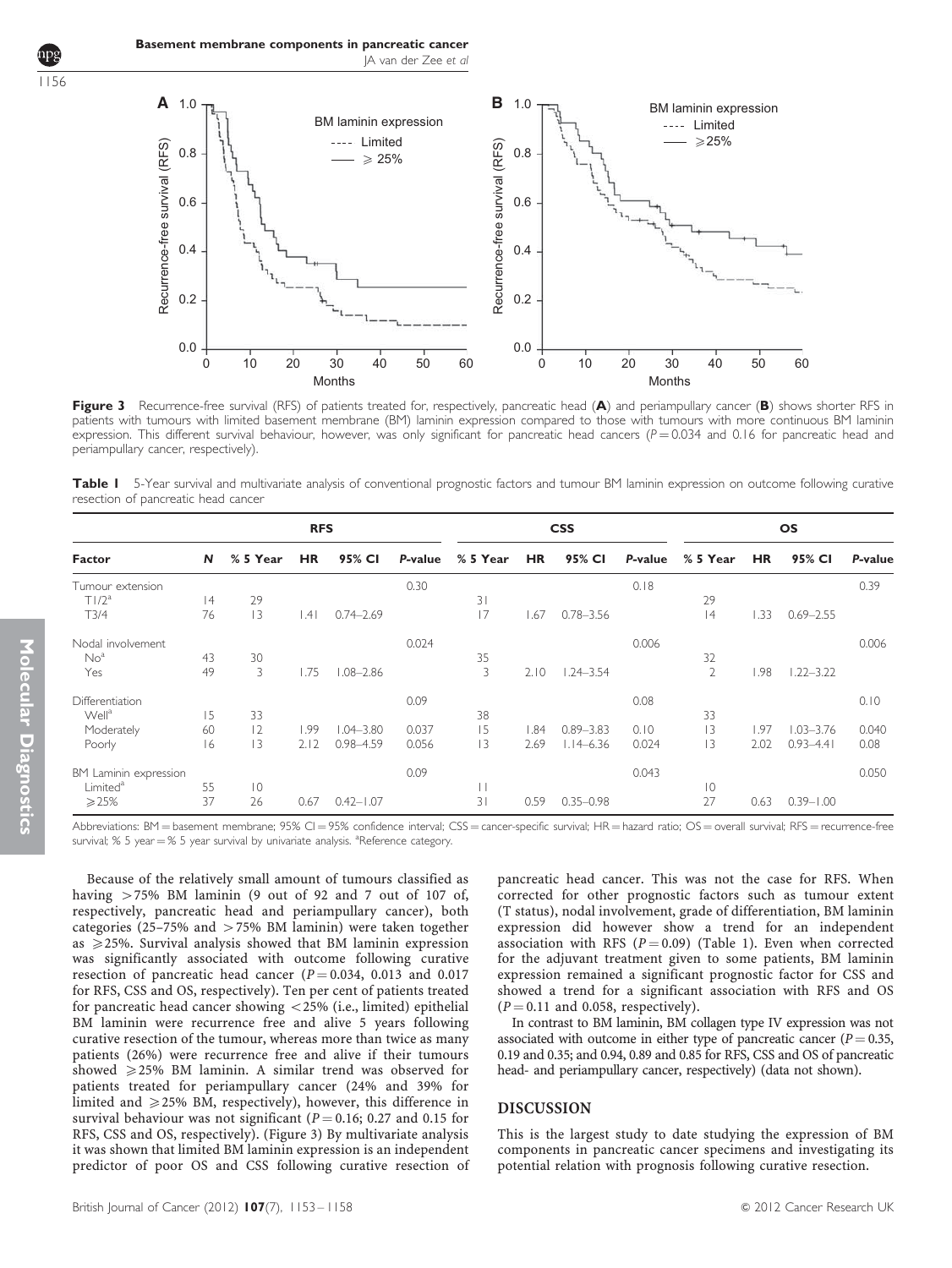**Figure 3** Recurrence-free survival (RFS) of patients treated for, respectively, pancreatic head (**A**) and periampullary cancer (**B**) shows shorter RFS in patients with tumours with limited basement membrane (BM) laminin expression compared to those with tumours with more continuous BM laminin expression. This different survival behaviour, however, was only significant for pancreatic head cancers ($P = 0.034$ and 0.16 for pancreatic head and periampullary cancer, respectively).

**Table 1** 5-Year survival and multivariate analysis of conventional prognostic factors and tumour BM laminin expression on outcome following curative resection of pancreatic head cancer

| | | RFS | | | | CSS | | | | OS | | | |
|---|---|---|---|---|---|---|---|---|---|---|---|---|---|
| **Factor** | **N** | **% 5 Year** | **HR** | **95% CI** | ***P*-value** | **% 5 Year** | **HR** | **95% CI** | ***P*-value** | **% 5 Year** | **HR** | **95% CI** | ***P*-value** |
| Tumour extension | | | | | 0.30 | | | | 0.18 | | | | 0.39 |
| T1/2[a] | 14 | 29 | | | | 31 | | | | 29 | | | |
| T3/4 | 76 | 13 | 1.41 | 0.74–2.69 | | 17 | 1.67 | 0.78–3.56 | | 14 | 1.33 | 0.69–2.55 | |
| Nodal involvement | | | | | 0.024 | | | | 0.006 | | | | 0.006 |
| No[a] | 43 | 30 | | | | 35 | | | | 32 | | | |
| Yes | 49 | 3 | 1.75 | 1.08–2.86 | | 3 | 2.10 | 1.24–3.54 | | 2 | 1.98 | 1.22–3.22 | |
| Differentiation | | | | | 0.09 | | | | 0.08 | | | | 0.10 |
| Well[a] | 15 | 33 | | | | 38 | | | | 33 | | | |
| Moderately | 60 | 12 | 1.99 | 1.04–3.80 | 0.037 | 15 | 1.84 | 0.89–3.83 | 0.10 | 13 | 1.97 | 1.03–3.76 | 0.040 |
| Poorly | 16 | 13 | 2.12 | 0.98–4.59 | 0.056 | 13 | 2.69 | 1.14–6.36 | 0.024 | 13 | 2.02 | 0.93–4.41 | 0.08 |
| BM Laminin expression | | | | | 0.09 | | | | 0.043 | | | | 0.050 |
| Limited[a] | 55 | 10 | | | | 11 | | | | 10 | | | |
| ⩾25% | 37 | 26 | 0.67 | 0.42–1.07 | | 31 | 0.59 | 0.35–0.98 | | 27 | 0.63 | 0.39–1.00 | |

Abbreviations: BM = basement membrane; 95% CI = 95% confidence interval; CSS = cancer-specific survival; HR = hazard ratio; OS = overall survival; RFS = recurrence-free survival; % 5 year = % 5 year survival by univariate analysis. [a]Reference category.

Because of the relatively small amount of tumours classified as having >75% BM laminin (9 out of 92 and 7 out of 107 of, respectively, pancreatic head and periampullary cancer), both categories (25–75% and >75% BM laminin) were taken together as ⩾25%. Survival analysis showed that BM laminin expression was significantly associated with outcome following curative resection of pancreatic head cancer ($P = 0.034$, 0.013 and 0.017 for RFS, CSS and OS, respectively). Ten per cent of patients treated for pancreatic head cancer showing <25% (i.e., limited) epithelial BM laminin were recurrence free and alive 5 years following curative resection of the tumour, whereas more than twice as many patients (26%) were recurrence free and alive if their tumours showed ⩾25% BM laminin. A similar trend was observed for patients treated for periampullary cancer (24% and 39% for limited and ⩾25% BM, respectively), however, this difference in survival behaviour was not significant ($P = 0.16$; 0.27 and 0.15 for RFS, CSS and OS, respectively). (Figure 3) By multivariate analysis it was shown that limited BM laminin expression is an independent predictor of poor OS and CSS following curative resection of pancreatic head cancer. This was not the case for RFS. When corrected for other prognostic factors such as tumour extent (T status), nodal involvement, grade of differentiation, BM laminin expression did however show a trend for an independent association with RFS ($P = 0.09$) (Table 1). Even when corrected for the adjuvant treatment given to some patients, BM laminin expression remained a significant prognostic factor for CSS and showed a trend for a significant association with RFS and OS ($P = 0.11$ and 0.058, respectively).

In contrast to BM laminin, BM collagen type IV expression was not associated with outcome in either type of pancreatic cancer ($P = 0.35$, 0.19 and 0.35; and 0.94, 0.89 and 0.85 for RFS, CSS and OS of pancreatic head- and periampullary cancer, respectively) (data not shown).

## DISCUSSION

This is the largest study to date studying the expression of BM components in pancreatic cancer specimens and investigating its potential relation with prognosis following curative resection.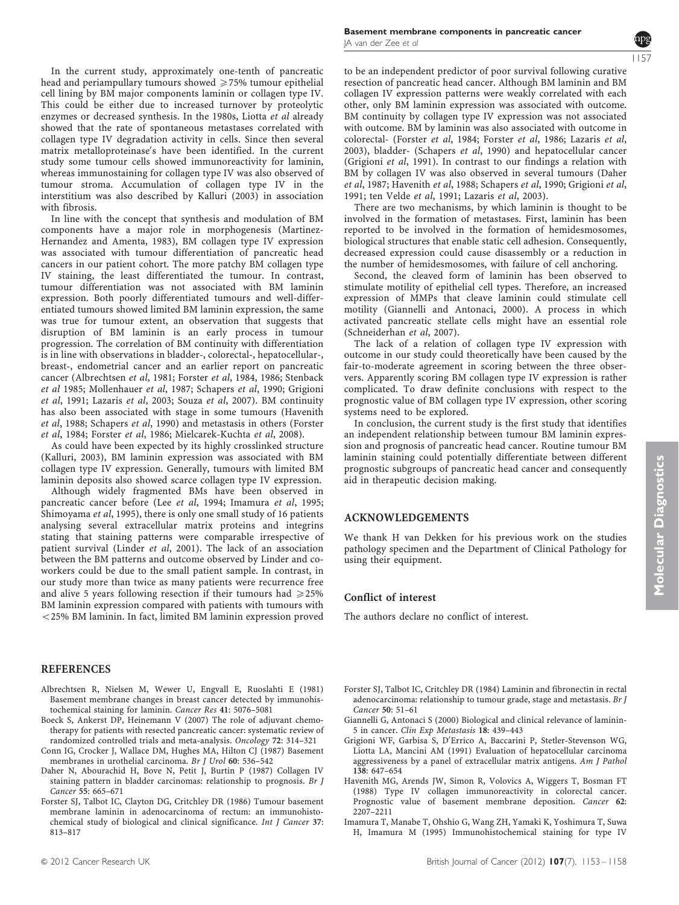In the current study, approximately one-tenth of pancreatic head and periampullary tumours showed ⩾75% tumour epithelial cell lining by BM major components laminin or collagen type IV. This could be either due to increased turnover by proteolytic enzymes or decreased synthesis. In the 1980s, Liotta *et al* already showed that the rate of spontaneous metastases correlated with collagen type IV degradation activity in cells. Since then several matrix metalloproteinase's have been identified. In the current study some tumour cells showed immunoreactivity for laminin, whereas immunostaining for collagen type IV was also observed of tumour stroma. Accumulation of collagen type IV in the interstitium was also described by Kalluri (2003) in association with fibrosis.

In line with the concept that synthesis and modulation of BM components have a major role in morphogenesis (Martinez-Hernandez and Amenta, 1983), BM collagen type IV expression was associated with tumour differentiation of pancreatic head cancers in our patient cohort. The more patchy BM collagen type IV staining, the least differentiated the tumour. In contrast, tumour differentiation was not associated with BM laminin expression. Both poorly differentiated tumours and well-differentiated tumours showed limited BM laminin expression, the same was true for tumour extent, an observation that suggests that disruption of BM laminin is an early process in tumour progression. The correlation of BM continuity with differentiation is in line with observations in bladder-, colorectal-, hepatocellular-, breast-, endometrial cancer and an earlier report on pancreatic cancer (Albrechtsen *et al*, 1981; Forster *et al*, 1984, 1986; Stenback *et al* 1985; Mollenhauer *et al*, 1987; Schapers *et al*, 1990; Grigioni *et al*, 1991; Lazaris *et al*, 2003; Souza *et al*, 2007). BM continuity has also been associated with stage in some tumours (Havenith *et al*, 1988; Schapers *et al*, 1990) and metastasis in others (Forster *et al*, 1984; Forster *et al*, 1986; Mielcarek-Kuchta *et al*, 2008).

As could have been expected by its highly crosslinked structure (Kalluri, 2003), BM laminin expression was associated with BM collagen type IV expression. Generally, tumours with limited BM laminin deposits also showed scarce collagen type IV expression.

Although widely fragmented BMs have been observed in pancreatic cancer before (Lee *et al*, 1994; Imamura *et al*, 1995; Shimoyama *et al*, 1995), there is only one small study of 16 patients analysing several extracellular matrix proteins and integrins stating that staining patterns were comparable irrespective of patient survival (Linder *et al*, 2001). The lack of an association between the BM patterns and outcome observed by Linder and co-workers could be due to the small patient sample. In contrast, in our study more than twice as many patients were recurrence free and alive 5 years following resection if their tumours had ⩾25% BM laminin expression compared with patients with tumours with <25% BM laminin. In fact, limited BM laminin expression proved to be an independent predictor of poor survival following curative resection of pancreatic head cancer. Although BM laminin and BM collagen IV expression patterns were weakly correlated with each other, only BM laminin expression was associated with outcome. BM continuity by collagen type IV expression was not associated with outcome. BM by laminin was also associated with outcome in colorectal- (Forster *et al*, 1984; Forster *et al*, 1986; Lazaris *et al*, 2003), bladder- (Schapers *et al*, 1990) and hepatocellular cancer (Grigioni *et al*, 1991). In contrast to our findings a relation with BM by collagen IV was also observed in several tumours (Daher *et al*, 1987; Havenith *et al*, 1988; Schapers *et al*, 1990; Grigioni *et al*, 1991; ten Velde *et al*, 1991; Lazaris *et al*, 2003).

There are two mechanisms, by which laminin is thought to be involved in the formation of metastases. First, laminin has been reported to be involved in the formation of hemidesmosomes, biological structures that enable static cell adhesion. Consequently, decreased expression could cause disassembly or a reduction in the number of hemidesmosomes, with failure of cell anchoring.

Second, the cleaved form of laminin has been observed to stimulate motility of epithelial cell types. Therefore, an increased expression of MMPs that cleave laminin could stimulate cell motility (Giannelli and Antonaci, 2000). A process in which activated pancreatic stellate cells might have an essential role (Schneiderhan *et al*, 2007).

The lack of a relation of collagen type IV expression with outcome in our study could theoretically have been caused by the fair-to-moderate agreement in scoring between the three observers. Apparently scoring BM collagen type IV expression is rather complicated. To draw definite conclusions with respect to the prognostic value of BM collagen type IV expression, other scoring systems need to be explored.

In conclusion, the current study is the first study that identifies an independent relationship between tumour BM laminin expression and prognosis of pancreatic head cancer. Routine tumour BM laminin staining could potentially differentiate between different prognostic subgroups of pancreatic head cancer and consequently aid in therapeutic decision making.

## ACKNOWLEDGEMENTS

We thank H van Dekken for his previous work on the studies pathology specimen and the Department of Clinical Pathology for using their equipment.

### Conflict of interest

The authors declare no conflict of interest.

## REFERENCES

Albrechtsen R, Nielsen M, Wewer U, Engvall E, Ruoslahti E (1981) Basement membrane changes in breast cancer detected by immunohistochemical staining for laminin. *Cancer Res* **41**: 5076–5081

Boeck S, Ankerst DP, Heinemann V (2007) The role of adjuvant chemotherapy for patients with resected pancreatic cancer: systematic review of randomized controlled trials and meta-analysis. *Oncology* **72**: 314–321

Conn IG, Crocker J, Wallace DM, Hughes MA, Hilton CJ (1987) Basement membranes in urothelial carcinoma. *Br J Urol* **60**: 536–542

Daher N, Abourachid H, Bove N, Petit J, Burtin P (1987) Collagen IV staining pattern in bladder carcinomas: relationship to prognosis. *Br J Cancer* **55**: 665–671

Forster SJ, Talbot IC, Clayton DG, Critchley DR (1986) Tumour basement membrane laminin in adenocarcinoma of rectum: an immunohistochemical study of biological and clinical significance. *Int J Cancer* **37**: 813–817

Forster SJ, Talbot IC, Critchley DR (1984) Laminin and fibronectin in rectal adenocarcinoma: relationship to tumour grade, stage and metastasis. *Br J Cancer* **50**: 51–61

Giannelli G, Antonaci S (2000) Biological and clinical relevance of laminin-5 in cancer. *Clin Exp Metastasis* **18**: 439–443

Grigioni WF, Garbisa S, D'Errico A, Baccarini P, Stetler-Stevenson WG, Liotta LA, Mancini AM (1991) Evaluation of hepatocellular carcinoma aggressiveness by a panel of extracellular matrix antigens. *Am J Pathol* **138**: 647–654

Havenith MG, Arends JW, Simon R, Volovics A, Wiggers T, Bosman FT (1988) Type IV collagen immunoreactivity in colorectal cancer. Prognostic value of basement membrane deposition. *Cancer* **62**: 2207–2211

Imamura T, Manabe T, Ohshio G, Wang ZH, Yamaki K, Yoshimura T, Suwa H, Imamura M (1995) Immunohistochemical staining for type IV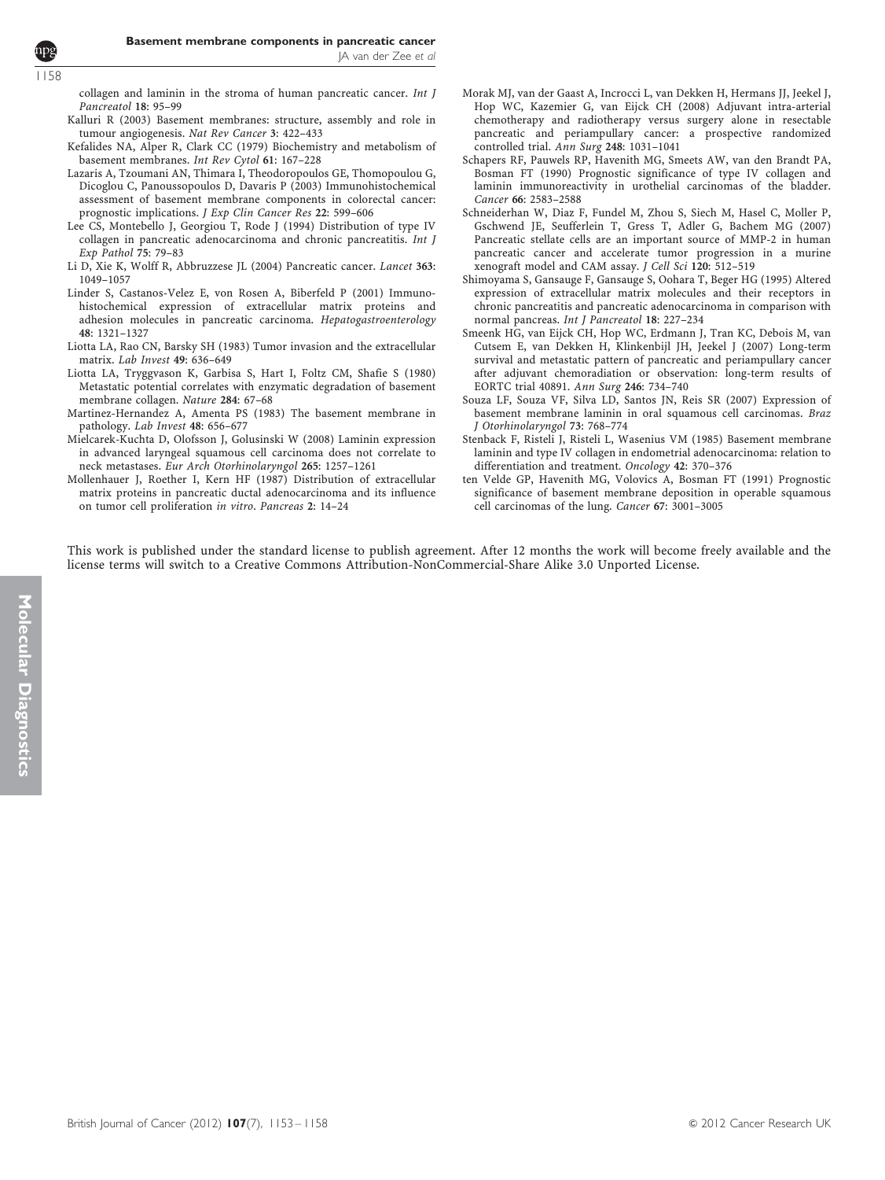collagen and laminin in the stroma of human pancreatic cancer. *Int J Pancreatol* **18**: 95–99

Kalluri R (2003) Basement membranes: structure, assembly and role in tumour angiogenesis. *Nat Rev Cancer* **3**: 422–433

Kefalides NA, Alper R, Clark CC (1979) Biochemistry and metabolism of basement membranes. *Int Rev Cytol* **61**: 167–228

Lazaris A, Tzoumani AN, Thimara I, Theodoropoulos GE, Thomopoulou G, Dicoglou C, Panoussopoulos D, Davaris P (2003) Immunohistochemical assessment of basement membrane components in colorectal cancer: prognostic implications. *J Exp Clin Cancer Res* **22**: 599–606

Lee CS, Montebello J, Georgiou T, Rode J (1994) Distribution of type IV collagen in pancreatic adenocarcinoma and chronic pancreatitis. *Int J Exp Pathol* **75**: 79–83

Li D, Xie K, Wolff R, Abbruzzese JL (2004) Pancreatic cancer. *Lancet* **363**: 1049–1057

Linder S, Castanos-Velez E, von Rosen A, Biberfeld P (2001) Immunohistochemical expression of extracellular matrix proteins and adhesion molecules in pancreatic carcinoma. *Hepatogastroenterology* **48**: 1321–1327

Liotta LA, Rao CN, Barsky SH (1983) Tumor invasion and the extracellular matrix. *Lab Invest* **49**: 636–649

Liotta LA, Tryggvason K, Garbisa S, Hart I, Foltz CM, Shafie S (1980) Metastatic potential correlates with enzymatic degradation of basement membrane collagen. *Nature* **284**: 67–68

Martinez-Hernandez A, Amenta PS (1983) The basement membrane in pathology. *Lab Invest* **48**: 656–677

Mielcarek-Kuchta D, Olofsson J, Golusinski W (2008) Laminin expression in advanced laryngeal squamous cell carcinoma does not correlate to neck metastases. *Eur Arch Otorhinolaryngol* **265**: 1257–1261

Mollenhauer J, Roether I, Kern HF (1987) Distribution of extracellular matrix proteins in pancreatic ductal adenocarcinoma and its influence on tumor cell proliferation *in vitro*. *Pancreas* **2**: 14–24

Morak MJ, van der Gaast A, Incrocci L, van Dekken H, Hermans JJ, Jeekel J, Hop WC, Kazemier G, van Eijck CH (2008) Adjuvant intra-arterial chemotherapy and radiotherapy versus surgery alone in resectable pancreatic and periampullary cancer: a prospective randomized controlled trial. *Ann Surg* **248**: 1031–1041

Schapers RF, Pauwels RP, Havenith MG, Smeets AW, van den Brandt PA, Bosman FT (1990) Prognostic significance of type IV collagen and laminin immunoreactivity in urothelial carcinomas of the bladder. *Cancer* **66**: 2583–2588

Schneiderhan W, Diaz F, Fundel M, Zhou S, Siech M, Hasel C, Moller P, Gschwend JE, Seufferlein T, Gress T, Adler G, Bachem MG (2007) Pancreatic stellate cells are an important source of MMP-2 in human pancreatic cancer and accelerate tumor progression in a murine xenograft model and CAM assay. *J Cell Sci* **120**: 512–519

Shimoyama S, Gansauge F, Gansauge S, Oohara T, Beger HG (1995) Altered expression of extracellular matrix molecules and their receptors in chronic pancreatitis and pancreatic adenocarcinoma in comparison with normal pancreas. *Int J Pancreatol* **18**: 227–234

Smeenk HG, van Eijck CH, Hop WC, Erdmann J, Tran KC, Debois M, van Cutsem E, van Dekken H, Klinkenbijl JH, Jeekel J (2007) Long-term survival and metastatic pattern of pancreatic and periampullary cancer after adjuvant chemoradiation or observation: long-term results of EORTC trial 40891. *Ann Surg* **246**: 734–740

Souza LF, Souza VF, Silva LD, Santos JN, Reis SR (2007) Expression of basement membrane laminin in oral squamous cell carcinomas. *Braz J Otorhinolaryngol* **73**: 768–774

Stenback F, Risteli J, Risteli L, Wasenius VM (1985) Basement membrane laminin and type IV collagen in endometrial adenocarcinoma: relation to differentiation and treatment. *Oncology* **42**: 370–376

ten Velde GP, Havenith MG, Volovics A, Bosman FT (1991) Prognostic significance of basement membrane deposition in operable squamous cell carcinomas of the lung. *Cancer* **67**: 3001–3005

This work is published under the standard license to publish agreement. After 12 months the work will become freely available and the license terms will switch to a Creative Commons Attribution-NonCommercial-Share Alike 3.0 Unported License.